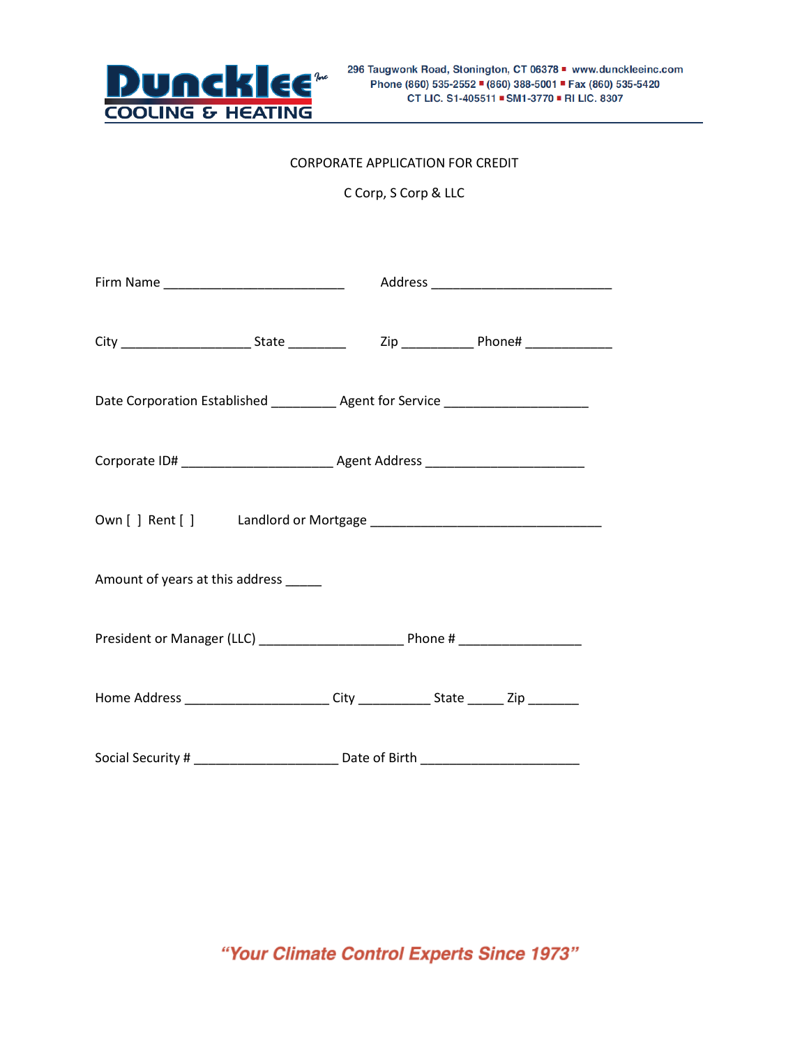# Duncklee Inc COOLING & HEATING

296 Taugwonk Road, Stonington, CT 06378 ▪ www.dunckleeinc.com
Phone (860) 535-2552 ▪ (860) 388-5001 ▪ Fax (860) 535-5420
CT LIC. S1-405511 ▪ SM1-3770 ▪ RI LIC. 8307

CORPORATE APPLICATION FOR CREDIT

C Corp, S Corp & LLC

Firm Name _________________________ Address _________________________

City __________________ State ________ Zip __________ Phone# ____________

Date Corporation Established _________ Agent for Service ____________________

Corporate ID# _____________________ Agent Address ______________________

Own [ ] Rent [ ] Landlord or Mortgage ________________________________

Amount of years at this address _____

President or Manager (LLC) ____________________ Phone # _________________

Home Address ____________________ City __________ State _____ Zip _______

Social Security # ____________________ Date of Birth ______________________

*"Your Climate Control Experts Since 1973"*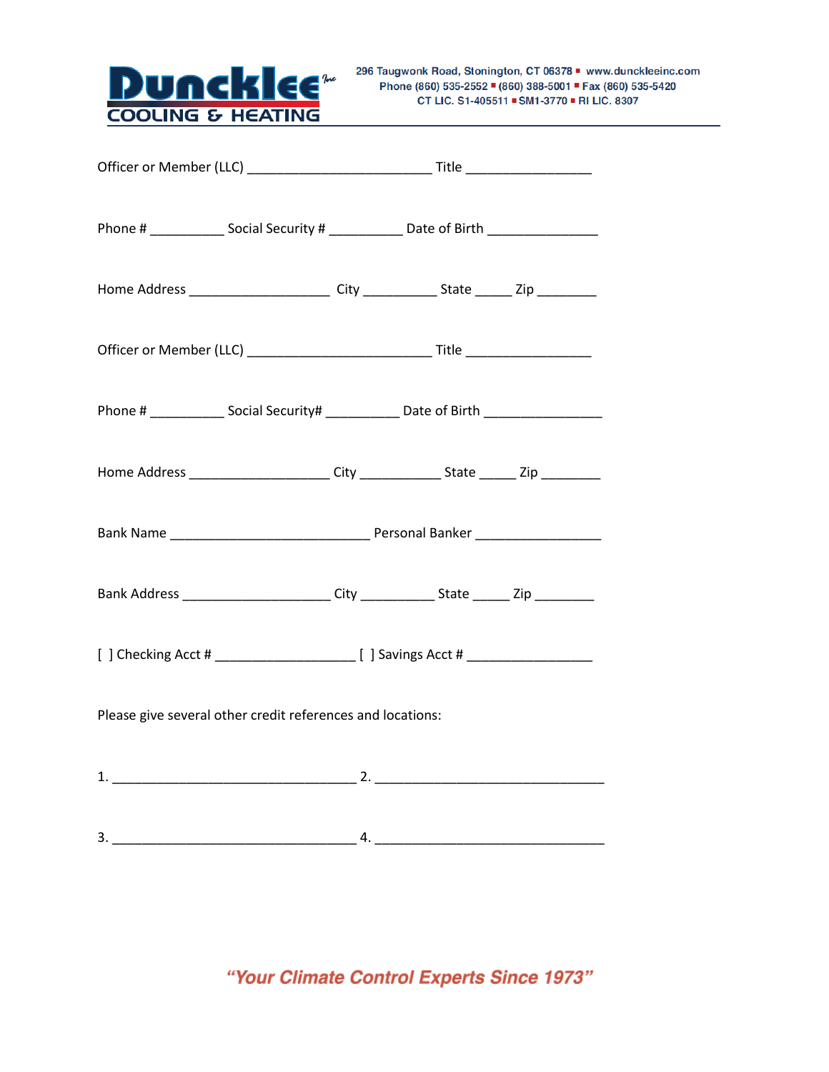Officer or Member (LLC) ________________________ Title ________________

Phone # __________ Social Security # __________ Date of Birth ______________

Home Address __________________ City __________ State _____ Zip ________

Officer or Member (LLC) ________________________ Title ________________

Phone # __________ Social Security# __________ Date of Birth _______________

Home Address __________________ City ___________ State _____ Zip ________

Bank Name ____________________________ Personal Banker ________________

Bank Address ___________________ City __________ State _____ Zip ________

[ ] Checking Acct # __________________ [ ] Savings Acct # ________________

Please give several other credit references and locations:

1. _______________________________ 2. _____________________________

3. _______________________________ 4. _____________________________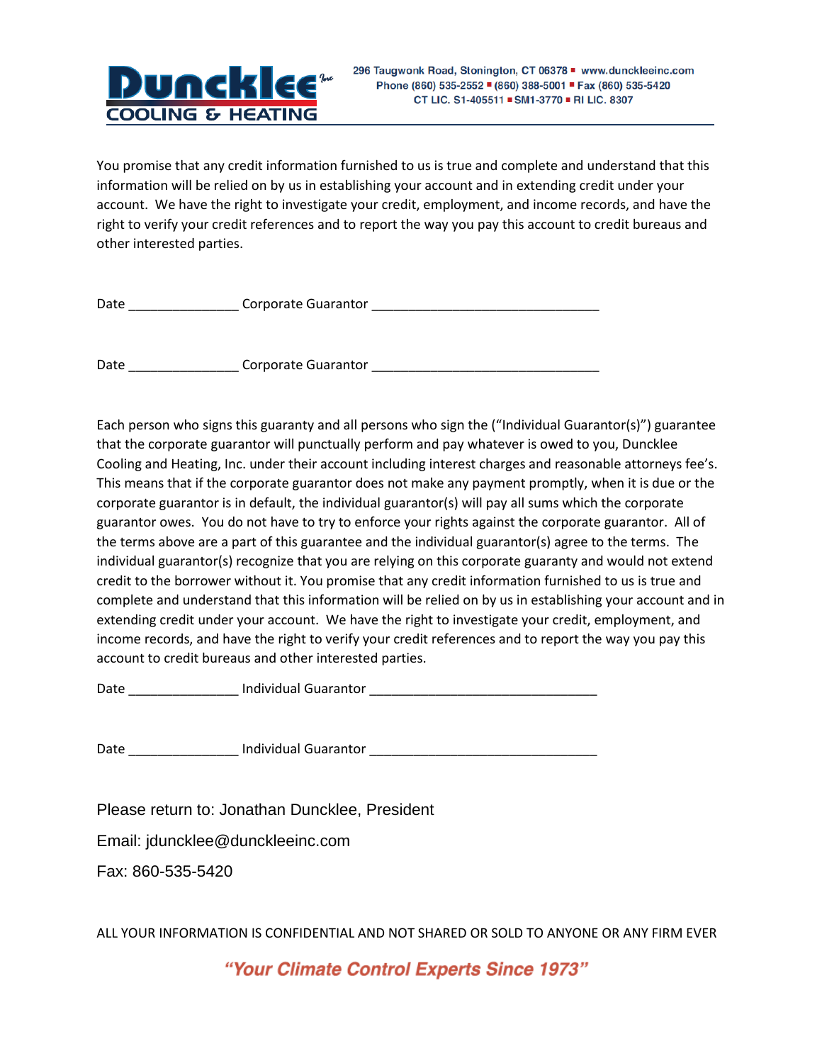**Duncklee** Inc
**COOLING & HEATING**

296 Taugwonk Road, Stonington, CT 06378 ▪ www.duncleeinc.com
Phone (860) 535-2552 ▪ (860) 388-5001 ▪ Fax (860) 535-5420
CT LIC. S1-405511 ▪ SM1-3770 ▪ RI LIC. 8307

You promise that any credit information furnished to us is true and complete and understand that this information will be relied on by us in establishing your account and in extending credit under your account. We have the right to investigate your credit, employment, and income records, and have the right to verify your credit references and to report the way you pay this account to credit bureaus and other interested parties.

Date _______________ Corporate Guarantor _______________________________

Date _______________ Corporate Guarantor _______________________________

Each person who signs this guaranty and all persons who sign the ("Individual Guarantor(s)") guarantee that the corporate guarantor will punctually perform and pay whatever is owed to you, Duncklee Cooling and Heating, Inc. under their account including interest charges and reasonable attorneys fee's. This means that if the corporate guarantor does not make any payment promptly, when it is due or the corporate guarantor is in default, the individual guarantor(s) will pay all sums which the corporate guarantor owes. You do not have to try to enforce your rights against the corporate guarantor. All of the terms above are a part of this guarantee and the individual guarantor(s) agree to the terms. The individual guarantor(s) recognize that you are relying on this corporate guaranty and would not extend credit to the borrower without it. You promise that any credit information furnished to us is true and complete and understand that this information will be relied on by us in establishing your account and in extending credit under your account. We have the right to investigate your credit, employment, and income records, and have the right to verify your credit references and to report the way you pay this account to credit bureaus and other interested parties.

Date _______________ Individual Guarantor _______________________________

Date _______________ Individual Guarantor _______________________________

Please return to: Jonathan Duncklee, President

Email: jduncklee@duncleeinc.com

Fax: 860-535-5420

ALL YOUR INFORMATION IS CONFIDENTIAL AND NOT SHARED OR SOLD TO ANYONE OR ANY FIRM EVER

*"Your Climate Control Experts Since 1973"*